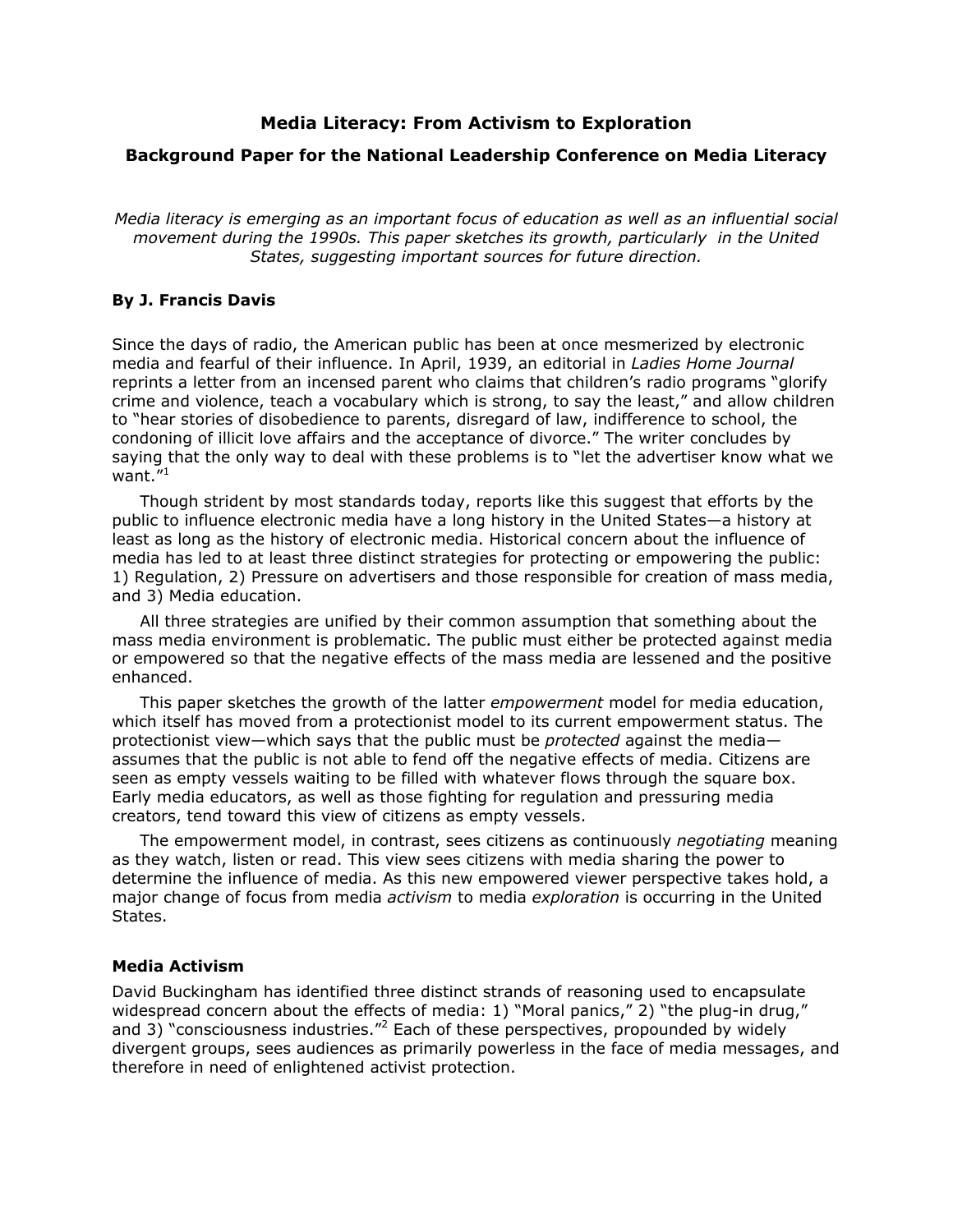# Media Literacy: From Activism to Exploration

## Background Paper for the National Leadership Conference on Media Literacy

*Media literacy is emerging as an important focus of education as well as an influential social movement during the 1990s. This paper sketches its growth, particularly in the United States, suggesting important sources for future direction.*

**By J. Francis Davis**

Since the days of radio, the American public has been at once mesmerized by electronic media and fearful of their influence. In April, 1939, an editorial in *Ladies Home Journal* reprints a letter from an incensed parent who claims that children's radio programs "glorify crime and violence, teach a vocabulary which is strong, to say the least," and allow children to "hear stories of disobedience to parents, disregard of law, indifference to school, the condoning of illicit love affairs and the acceptance of divorce." The writer concludes by saying that the only way to deal with these problems is to "let the advertiser know what we want."[1]

Though strident by most standards today, reports like this suggest that efforts by the public to influence electronic media have a long history in the United States—a history at least as long as the history of electronic media. Historical concern about the influence of media has led to at least three distinct strategies for protecting or empowering the public: 1) Regulation, 2) Pressure on advertisers and those responsible for creation of mass media, and 3) Media education.

All three strategies are unified by their common assumption that something about the mass media environment is problematic. The public must either be protected against media or empowered so that the negative effects of the mass media are lessened and the positive enhanced.

This paper sketches the growth of the latter *empowerment* model for media education, which itself has moved from a protectionist model to its current empowerment status. The protectionist view—which says that the public must be *protected* against the media—assumes that the public is not able to fend off the negative effects of media. Citizens are seen as empty vessels waiting to be filled with whatever flows through the square box. Early media educators, as well as those fighting for regulation and pressuring media creators, tend toward this view of citizens as empty vessels.

The empowerment model, in contrast, sees citizens as continuously *negotiating* meaning as they watch, listen or read. This view sees citizens with media sharing the power to determine the influence of media. As this new empowered viewer perspective takes hold, a major change of focus from media *activism* to media *exploration* is occurring in the United States.

### Media Activism

David Buckingham has identified three distinct strands of reasoning used to encapsulate widespread concern about the effects of media: 1) "Moral panics," 2) "the plug-in drug," and 3) "consciousness industries."[2] Each of these perspectives, propounded by widely divergent groups, sees audiences as primarily powerless in the face of media messages, and therefore in need of enlightened activist protection.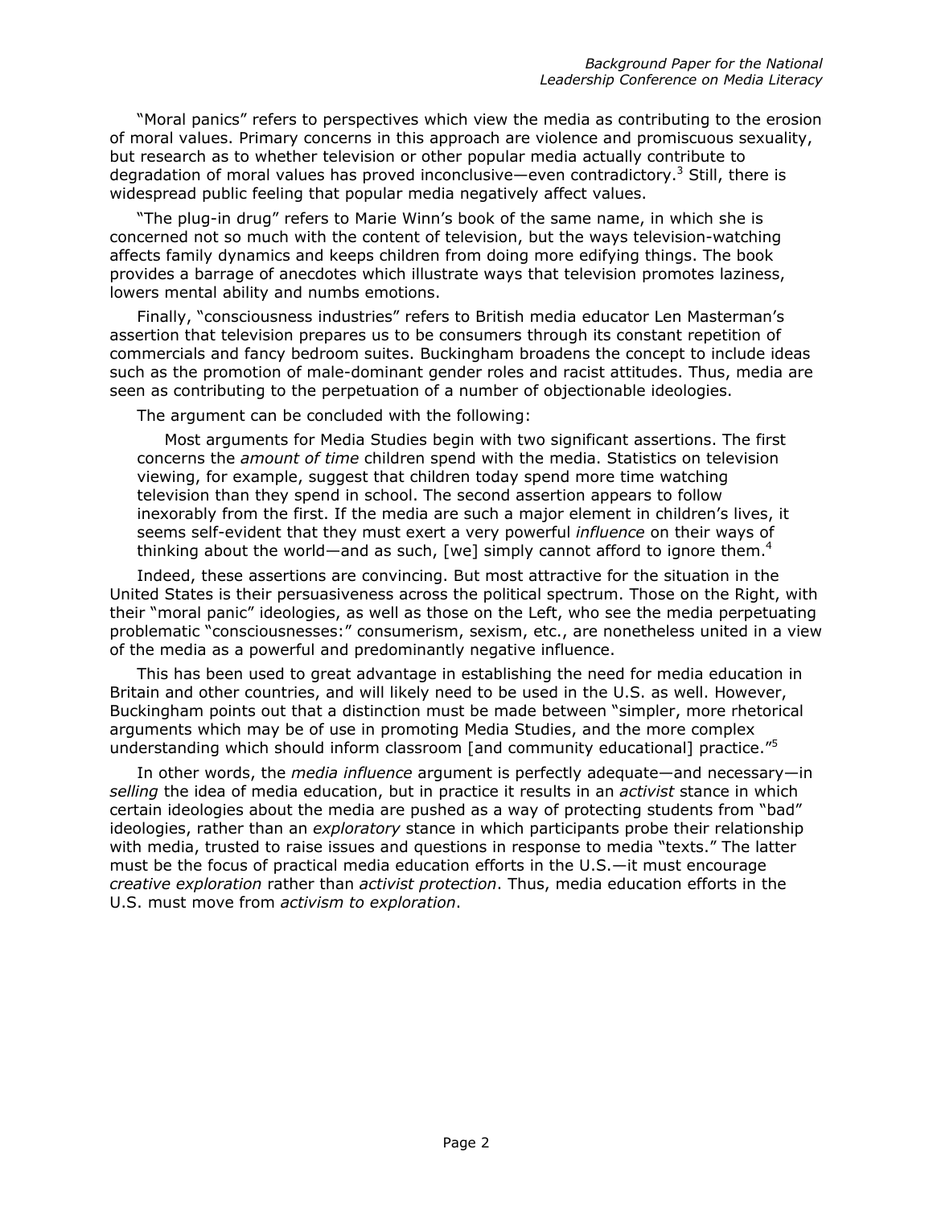"Moral panics" refers to perspectives which view the media as contributing to the erosion of moral values. Primary concerns in this approach are violence and promiscuous sexuality, but research as to whether television or other popular media actually contribute to degradation of moral values has proved inconclusive—even contradictory.[3] Still, there is widespread public feeling that popular media negatively affect values.

"The plug-in drug" refers to Marie Winn's book of the same name, in which she is concerned not so much with the content of television, but the ways television-watching affects family dynamics and keeps children from doing more edifying things. The book provides a barrage of anecdotes which illustrate ways that television promotes laziness, lowers mental ability and numbs emotions.

Finally, "consciousness industries" refers to British media educator Len Masterman's assertion that television prepares us to be consumers through its constant repetition of commercials and fancy bedroom suites. Buckingham broadens the concept to include ideas such as the promotion of male-dominant gender roles and racist attitudes. Thus, media are seen as contributing to the perpetuation of a number of objectionable ideologies.

The argument can be concluded with the following:

> Most arguments for Media Studies begin with two significant assertions. The first concerns the *amount of time* children spend with the media. Statistics on television viewing, for example, suggest that children today spend more time watching television than they spend in school. The second assertion appears to follow inexorably from the first. If the media are such a major element in children's lives, it seems self-evident that they must exert a very powerful *influence* on their ways of thinking about the world—and as such, [we] simply cannot afford to ignore them.[4]

Indeed, these assertions are convincing. But most attractive for the situation in the United States is their persuasiveness across the political spectrum. Those on the Right, with their "moral panic" ideologies, as well as those on the Left, who see the media perpetuating problematic "consciousnesses:" consumerism, sexism, etc., are nonetheless united in a view of the media as a powerful and predominantly negative influence.

This has been used to great advantage in establishing the need for media education in Britain and other countries, and will likely need to be used in the U.S. as well. However, Buckingham points out that a distinction must be made between "simpler, more rhetorical arguments which may be of use in promoting Media Studies, and the more complex understanding which should inform classroom [and community educational] practice."[5]

In other words, the *media influence* argument is perfectly adequate—and necessary—in *selling* the idea of media education, but in practice it results in an *activist* stance in which certain ideologies about the media are pushed as a way of protecting students from "bad" ideologies, rather than an *exploratory* stance in which participants probe their relationship with media, trusted to raise issues and questions in response to media "texts." The latter must be the focus of practical media education efforts in the U.S.—it must encourage *creative exploration* rather than *activist protection*. Thus, media education efforts in the U.S. must move from *activism to exploration*.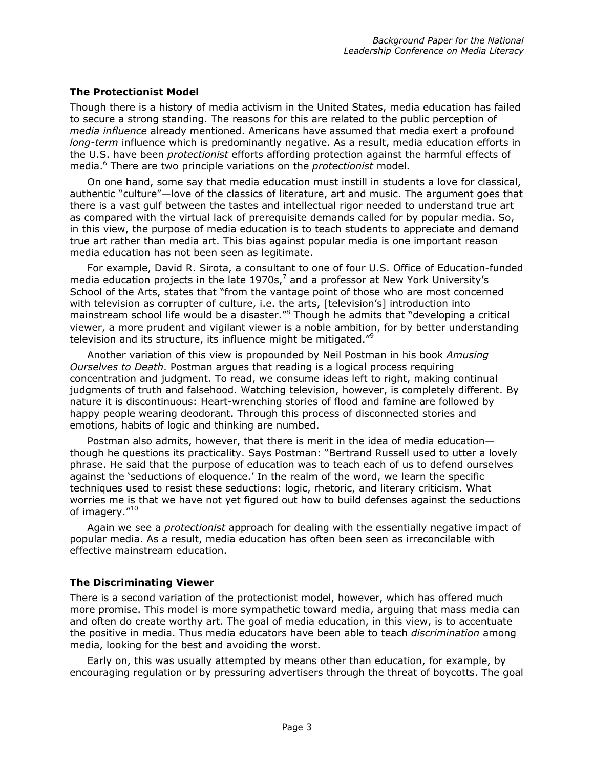### The Protectionist Model

Though there is a history of media activism in the United States, media education has failed to secure a strong standing. The reasons for this are related to the public perception of *media influence* already mentioned. Americans have assumed that media exert a profound *long-term* influence which is predominantly negative. As a result, media education efforts in the U.S. have been *protectionist* efforts affording protection against the harmful effects of media.[6] There are two principle variations on the *protectionist* model.

On one hand, some say that media education must instill in students a love for classical, authentic "culture"—love of the classics of literature, art and music. The argument goes that there is a vast gulf between the tastes and intellectual rigor needed to understand true art as compared with the virtual lack of prerequisite demands called for by popular media. So, in this view, the purpose of media education is to teach students to appreciate and demand true art rather than media art. This bias against popular media is one important reason media education has not been seen as legitimate.

For example, David R. Sirota, a consultant to one of four U.S. Office of Education-funded media education projects in the late 1970s,[7] and a professor at New York University's School of the Arts, states that "from the vantage point of those who are most concerned with television as corrupter of culture, i.e. the arts, [television's] introduction into mainstream school life would be a disaster."[8] Though he admits that "developing a critical viewer, a more prudent and vigilant viewer is a noble ambition, for by better understanding television and its structure, its influence might be mitigated."[9]

Another variation of this view is propounded by Neil Postman in his book *Amusing Ourselves to Death*. Postman argues that reading is a logical process requiring concentration and judgment. To read, we consume ideas left to right, making continual judgments of truth and falsehood. Watching television, however, is completely different. By nature it is discontinuous: Heart-wrenching stories of flood and famine are followed by happy people wearing deodorant. Through this process of disconnected stories and emotions, habits of logic and thinking are numbed.

Postman also admits, however, that there is merit in the idea of media education—though he questions its practicality. Says Postman: "Bertrand Russell used to utter a lovely phrase. He said that the purpose of education was to teach each of us to defend ourselves against the 'seductions of eloquence.' In the realm of the word, we learn the specific techniques used to resist these seductions: logic, rhetoric, and literary criticism. What worries me is that we have not yet figured out how to build defenses against the seductions of imagery."[10]

Again we see a *protectionist* approach for dealing with the essentially negative impact of popular media. As a result, media education has often been seen as irreconcilable with effective mainstream education.

### The Discriminating Viewer

There is a second variation of the protectionist model, however, which has offered much more promise. This model is more sympathetic toward media, arguing that mass media can and often do create worthy art. The goal of media education, in this view, is to accentuate the positive in media. Thus media educators have been able to teach *discrimination* among media, looking for the best and avoiding the worst.

Early on, this was usually attempted by means other than education, for example, by encouraging regulation or by pressuring advertisers through the threat of boycotts. The goal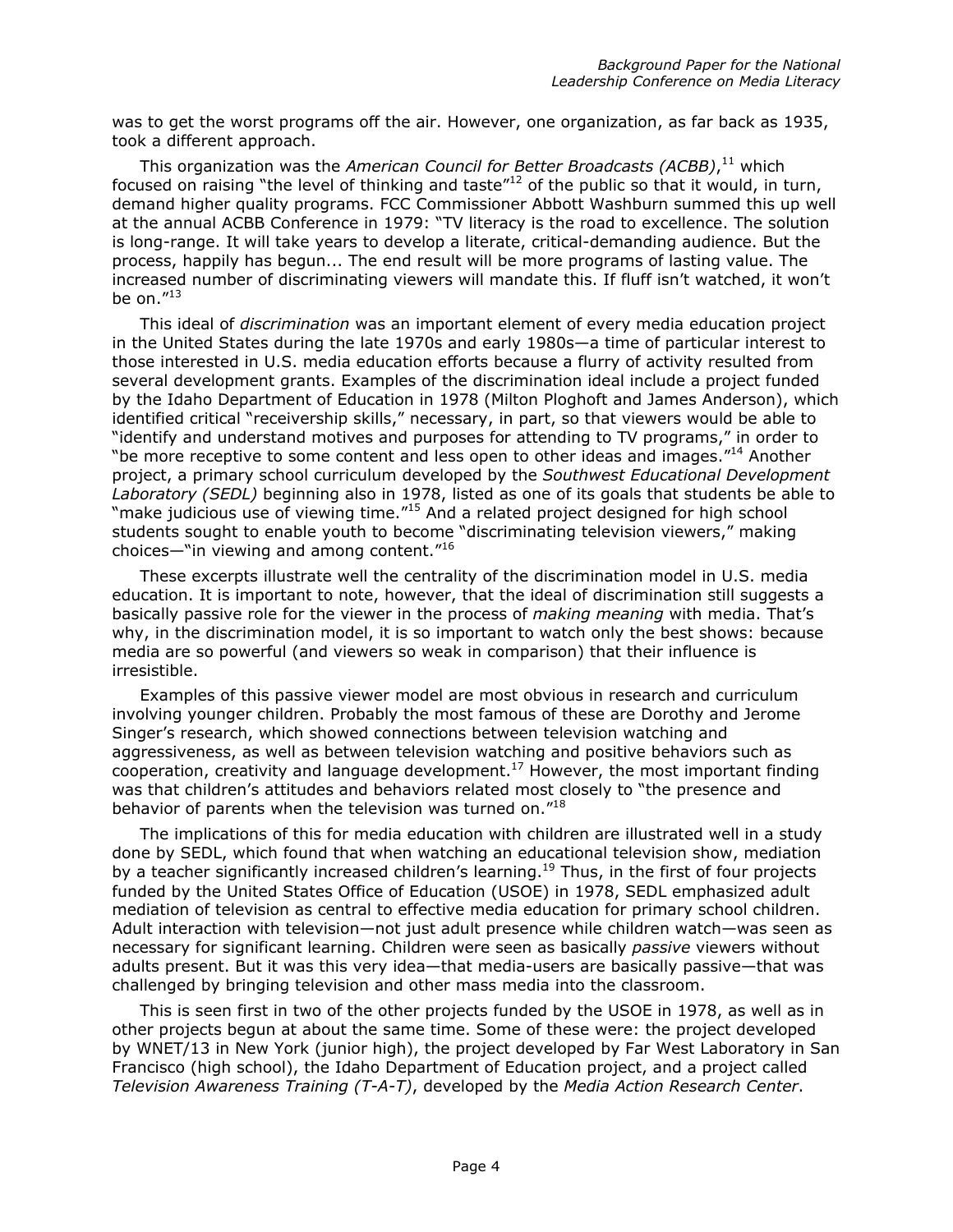was to get the worst programs off the air. However, one organization, as far back as 1935, took a different approach.

This organization was the *American Council for Better Broadcasts (ACBB)*,[11] which focused on raising "the level of thinking and taste"[12] of the public so that it would, in turn, demand higher quality programs. FCC Commissioner Abbott Washburn summed this up well at the annual ACBB Conference in 1979: "TV literacy is the road to excellence. The solution is long-range. It will take years to develop a literate, critical-demanding audience. But the process, happily has begun... The end result will be more programs of lasting value. The increased number of discriminating viewers will mandate this. If fluff isn't watched, it won't be on."[13]

This ideal of *discrimination* was an important element of every media education project in the United States during the late 1970s and early 1980s—a time of particular interest to those interested in U.S. media education efforts because a flurry of activity resulted from several development grants. Examples of the discrimination ideal include a project funded by the Idaho Department of Education in 1978 (Milton Ploghoft and James Anderson), which identified critical "receivership skills," necessary, in part, so that viewers would be able to "identify and understand motives and purposes for attending to TV programs," in order to "be more receptive to some content and less open to other ideas and images."[14] Another project, a primary school curriculum developed by the *Southwest Educational Development Laboratory (SEDL)* beginning also in 1978, listed as one of its goals that students be able to "make judicious use of viewing time."[15] And a related project designed for high school students sought to enable youth to become "discriminating television viewers," making choices—"in viewing and among content."[16]

These excerpts illustrate well the centrality of the discrimination model in U.S. media education. It is important to note, however, that the ideal of discrimination still suggests a basically passive role for the viewer in the process of *making meaning* with media. That's why, in the discrimination model, it is so important to watch only the best shows: because media are so powerful (and viewers so weak in comparison) that their influence is irresistible.

Examples of this passive viewer model are most obvious in research and curriculum involving younger children. Probably the most famous of these are Dorothy and Jerome Singer's research, which showed connections between television watching and aggressiveness, as well as between television watching and positive behaviors such as cooperation, creativity and language development.[17] However, the most important finding was that children's attitudes and behaviors related most closely to "the presence and behavior of parents when the television was turned on."[18]

The implications of this for media education with children are illustrated well in a study done by SEDL, which found that when watching an educational television show, mediation by a teacher significantly increased children's learning.[19] Thus, in the first of four projects funded by the United States Office of Education (USOE) in 1978, SEDL emphasized adult mediation of television as central to effective media education for primary school children. Adult interaction with television—not just adult presence while children watch—was seen as necessary for significant learning. Children were seen as basically *passive* viewers without adults present. But it was this very idea—that media-users are basically passive—that was challenged by bringing television and other mass media into the classroom.

This is seen first in two of the other projects funded by the USOE in 1978, as well as in other projects begun at about the same time. Some of these were: the project developed by WNET/13 in New York (junior high), the project developed by Far West Laboratory in San Francisco (high school), the Idaho Department of Education project, and a project called *Television Awareness Training (T-A-T)*, developed by the *Media Action Research Center*.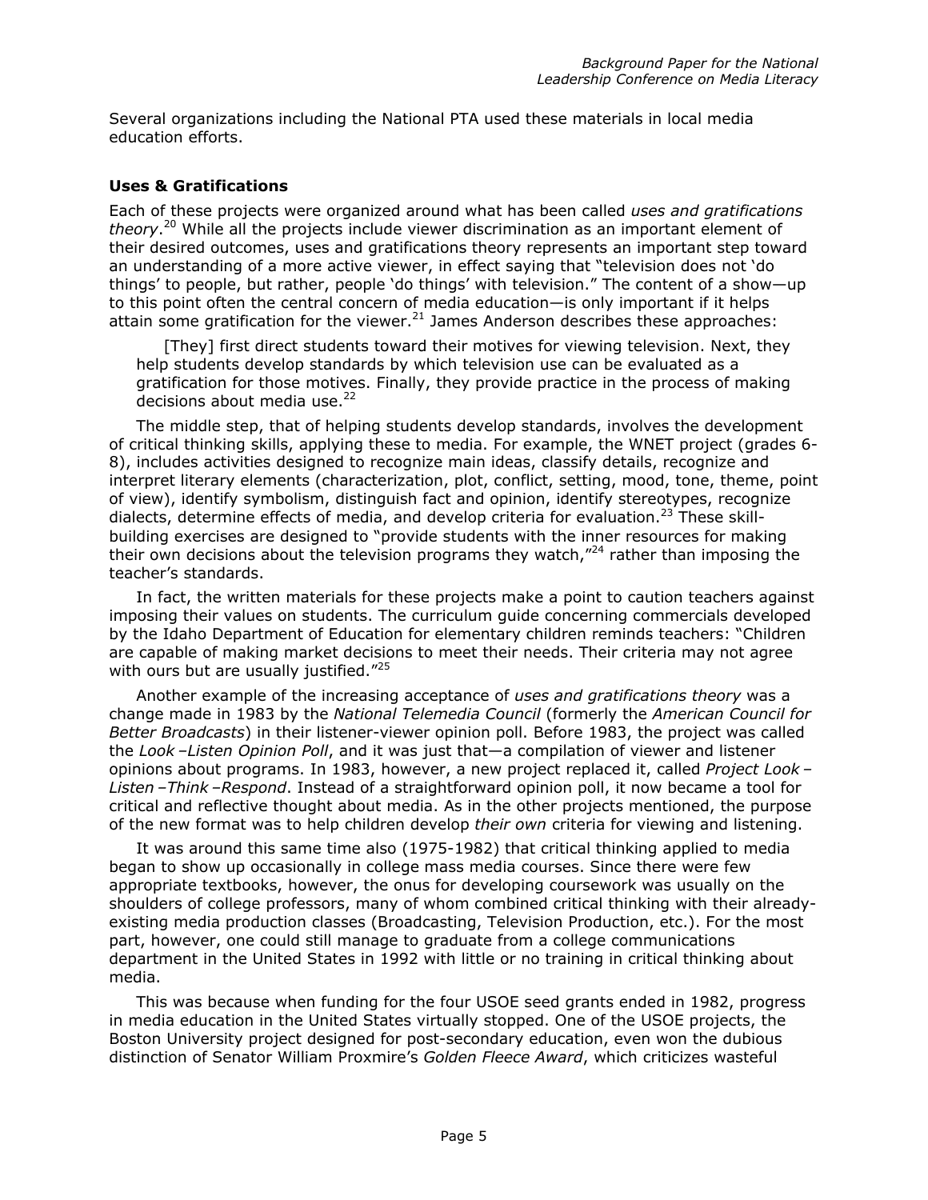Several organizations including the National PTA used these materials in local media education efforts.

### Uses & Gratifications

Each of these projects were organized around what has been called *uses and gratifications theory*.[20] While all the projects include viewer discrimination as an important element of their desired outcomes, uses and gratifications theory represents an important step toward an understanding of a more active viewer, in effect saying that "television does not 'do things' to people, but rather, people 'do things' with television." The content of a show—up to this point often the central concern of media education—is only important if it helps attain some gratification for the viewer.[21] James Anderson describes these approaches:

> [They] first direct students toward their motives for viewing television. Next, they help students develop standards by which television use can be evaluated as a gratification for those motives. Finally, they provide practice in the process of making decisions about media use.[22]

The middle step, that of helping students develop standards, involves the development of critical thinking skills, applying these to media. For example, the WNET project (grades 6-8), includes activities designed to recognize main ideas, classify details, recognize and interpret literary elements (characterization, plot, conflict, setting, mood, tone, theme, point of view), identify symbolism, distinguish fact and opinion, identify stereotypes, recognize dialects, determine effects of media, and develop criteria for evaluation.[23] These skill-building exercises are designed to "provide students with the inner resources for making their own decisions about the television programs they watch,"[24] rather than imposing the teacher's standards.

In fact, the written materials for these projects make a point to caution teachers against imposing their values on students. The curriculum guide concerning commercials developed by the Idaho Department of Education for elementary children reminds teachers: "Children are capable of making market decisions to meet their needs. Their criteria may not agree with ours but are usually justified."[25]

Another example of the increasing acceptance of *uses and gratifications theory* was a change made in 1983 by the *National Telemedia Council* (formerly the *American Council for Better Broadcasts*) in their listener-viewer opinion poll. Before 1983, the project was called the *Look –Listen Opinion Poll*, and it was just that—a compilation of viewer and listener opinions about programs. In 1983, however, a new project replaced it, called *Project Look –Listen –Think –Respond*. Instead of a straightforward opinion poll, it now became a tool for critical and reflective thought about media. As in the other projects mentioned, the purpose of the new format was to help children develop *their own* criteria for viewing and listening.

It was around this same time also (1975-1982) that critical thinking applied to media began to show up occasionally in college mass media courses. Since there were few appropriate textbooks, however, the onus for developing coursework was usually on the shoulders of college professors, many of whom combined critical thinking with their already-existing media production classes (Broadcasting, Television Production, etc.). For the most part, however, one could still manage to graduate from a college communications department in the United States in 1992 with little or no training in critical thinking about media.

This was because when funding for the four USOE seed grants ended in 1982, progress in media education in the United States virtually stopped. One of the USOE projects, the Boston University project designed for post-secondary education, even won the dubious distinction of Senator William Proxmire's *Golden Fleece Award*, which criticizes wasteful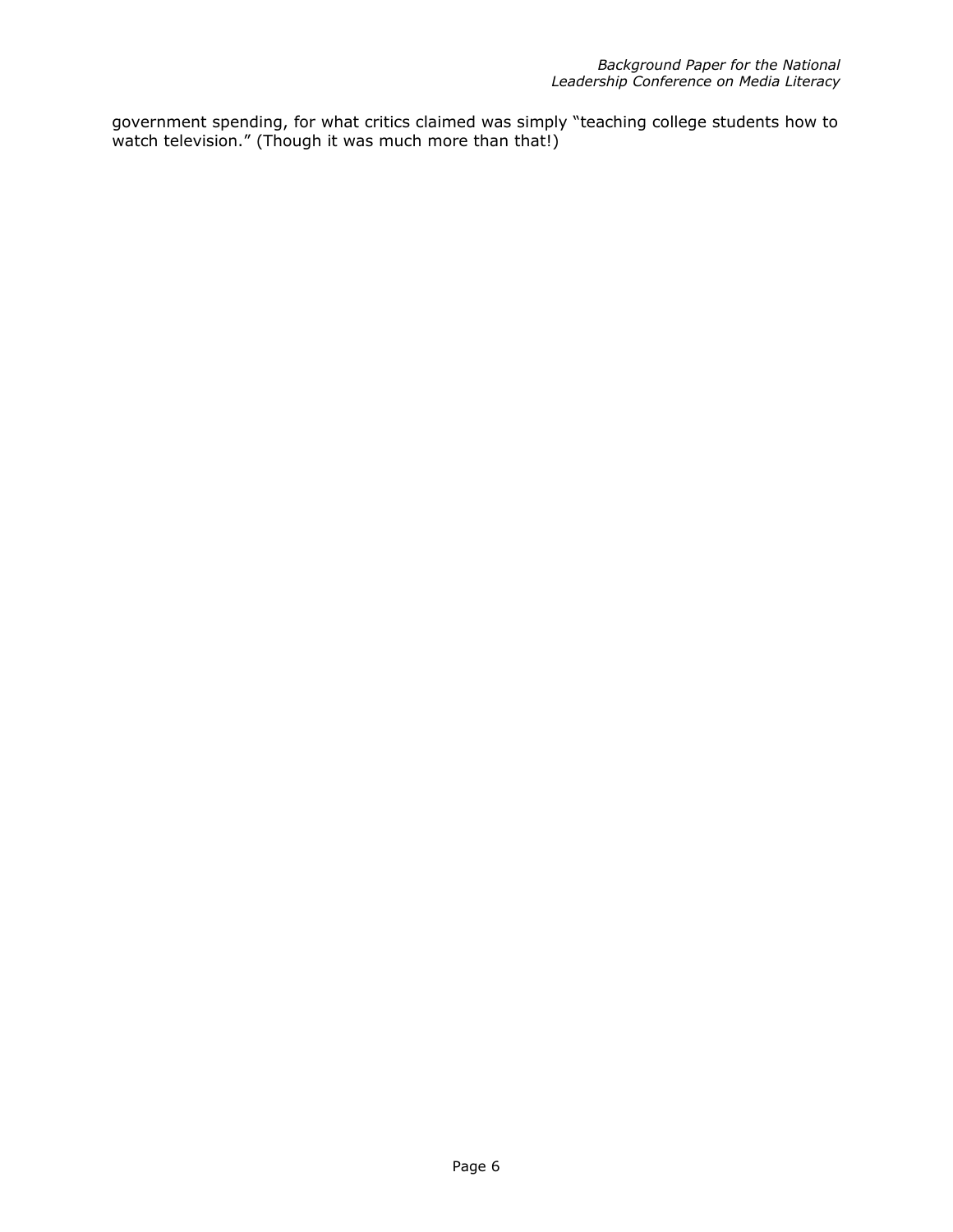government spending, for what critics claimed was simply "teaching college students how to watch television." (Though it was much more than that!)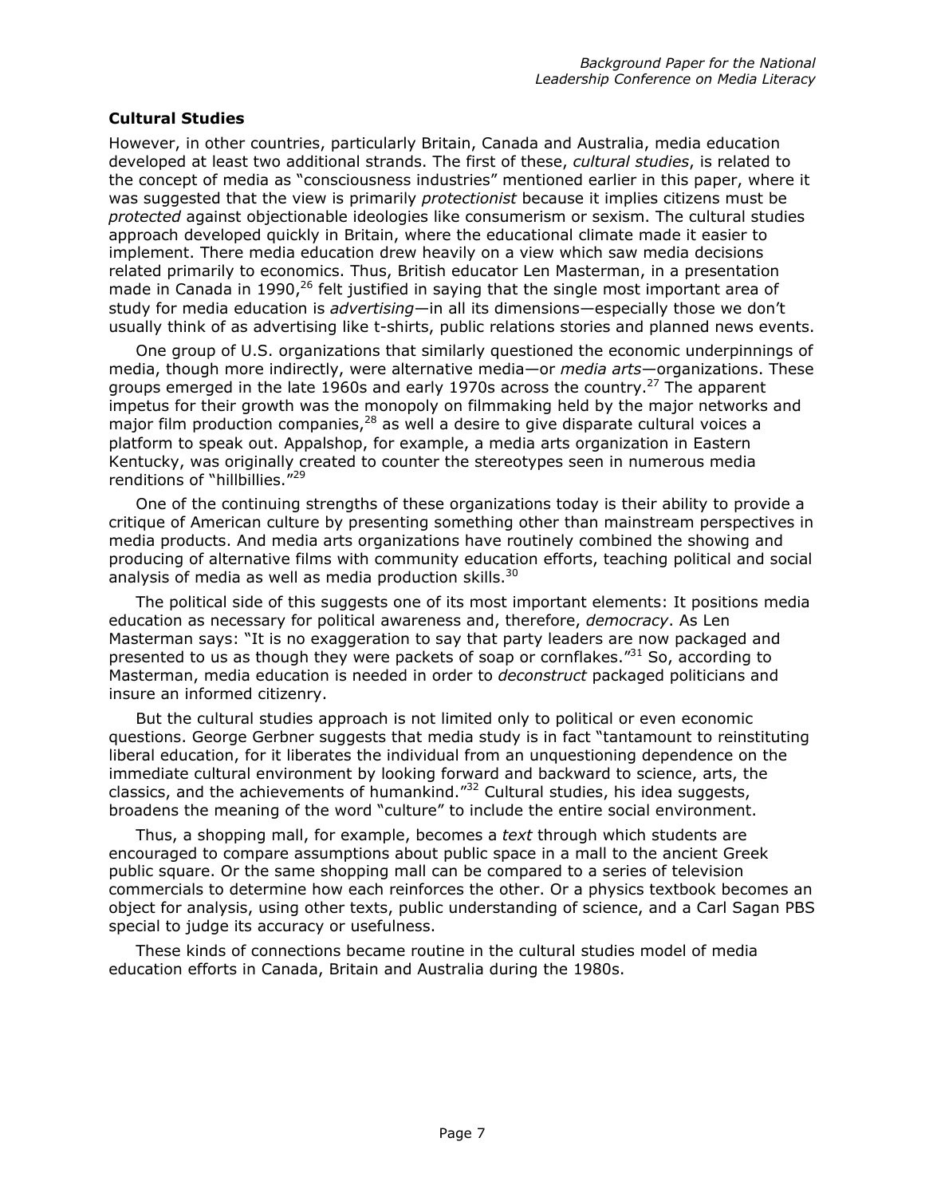### Cultural Studies

However, in other countries, particularly Britain, Canada and Australia, media education developed at least two additional strands. The first of these, *cultural studies*, is related to the concept of media as "consciousness industries" mentioned earlier in this paper, where it was suggested that the view is primarily *protectionist* because it implies citizens must be *protected* against objectionable ideologies like consumerism or sexism. The cultural studies approach developed quickly in Britain, where the educational climate made it easier to implement. There media education drew heavily on a view which saw media decisions related primarily to economics. Thus, British educator Len Masterman, in a presentation made in Canada in 1990,[26] felt justified in saying that the single most important area of study for media education is *advertising*—in all its dimensions—especially those we don't usually think of as advertising like t-shirts, public relations stories and planned news events.

One group of U.S. organizations that similarly questioned the economic underpinnings of media, though more indirectly, were alternative media—or *media arts*—organizations. These groups emerged in the late 1960s and early 1970s across the country.[27] The apparent impetus for their growth was the monopoly on filmmaking held by the major networks and major film production companies,[28] as well a desire to give disparate cultural voices a platform to speak out. Appalshop, for example, a media arts organization in Eastern Kentucky, was originally created to counter the stereotypes seen in numerous media renditions of "hillbillies."[29]

One of the continuing strengths of these organizations today is their ability to provide a critique of American culture by presenting something other than mainstream perspectives in media products. And media arts organizations have routinely combined the showing and producing of alternative films with community education efforts, teaching political and social analysis of media as well as media production skills.[30]

The political side of this suggests one of its most important elements: It positions media education as necessary for political awareness and, therefore, *democracy*. As Len Masterman says: "It is no exaggeration to say that party leaders are now packaged and presented to us as though they were packets of soap or cornflakes."[31] So, according to Masterman, media education is needed in order to *deconstruct* packaged politicians and insure an informed citizenry.

But the cultural studies approach is not limited only to political or even economic questions. George Gerbner suggests that media study is in fact "tantamount to reinstituting liberal education, for it liberates the individual from an unquestioning dependence on the immediate cultural environment by looking forward and backward to science, arts, the classics, and the achievements of humankind."[32] Cultural studies, his idea suggests, broadens the meaning of the word "culture" to include the entire social environment.

Thus, a shopping mall, for example, becomes a *text* through which students are encouraged to compare assumptions about public space in a mall to the ancient Greek public square. Or the same shopping mall can be compared to a series of television commercials to determine how each reinforces the other. Or a physics textbook becomes an object for analysis, using other texts, public understanding of science, and a Carl Sagan PBS special to judge its accuracy or usefulness.

These kinds of connections became routine in the cultural studies model of media education efforts in Canada, Britain and Australia during the 1980s.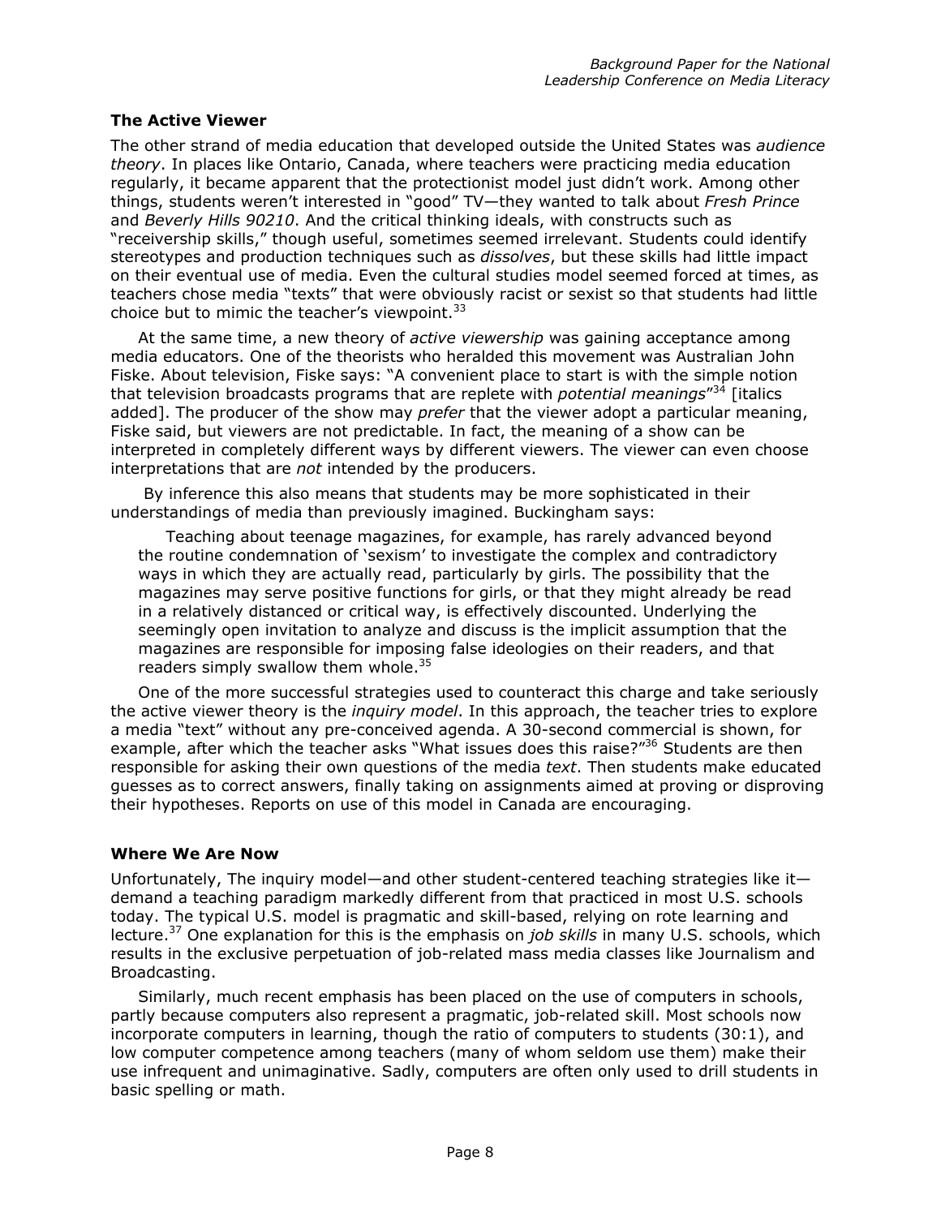### The Active Viewer

The other strand of media education that developed outside the United States was *audience theory*. In places like Ontario, Canada, where teachers were practicing media education regularly, it became apparent that the protectionist model just didn't work. Among other things, students weren't interested in "good" TV—they wanted to talk about *Fresh Prince* and *Beverly Hills 90210*. And the critical thinking ideals, with constructs such as "receivership skills," though useful, sometimes seemed irrelevant. Students could identify stereotypes and production techniques such as *dissolves*, but these skills had little impact on their eventual use of media. Even the cultural studies model seemed forced at times, as teachers chose media "texts" that were obviously racist or sexist so that students had little choice but to mimic the teacher's viewpoint.[33]

At the same time, a new theory of *active viewership* was gaining acceptance among media educators. One of the theorists who heralded this movement was Australian John Fiske. About television, Fiske says: "A convenient place to start is with the simple notion that television broadcasts programs that are replete with *potential meanings*"[34] [italics added]. The producer of the show may *prefer* that the viewer adopt a particular meaning, Fiske said, but viewers are not predictable. In fact, the meaning of a show can be interpreted in completely different ways by different viewers. The viewer can even choose interpretations that are *not* intended by the producers.

By inference this also means that students may be more sophisticated in their understandings of media than previously imagined. Buckingham says:

> Teaching about teenage magazines, for example, has rarely advanced beyond the routine condemnation of 'sexism' to investigate the complex and contradictory ways in which they are actually read, particularly by girls. The possibility that the magazines may serve positive functions for girls, or that they might already be read in a relatively distanced or critical way, is effectively discounted. Underlying the seemingly open invitation to analyze and discuss is the implicit assumption that the magazines are responsible for imposing false ideologies on their readers, and that readers simply swallow them whole.[35]

One of the more successful strategies used to counteract this charge and take seriously the active viewer theory is the *inquiry model*. In this approach, the teacher tries to explore a media "text" without any pre-conceived agenda. A 30-second commercial is shown, for example, after which the teacher asks "What issues does this raise?"[36] Students are then responsible for asking their own questions of the media *text*. Then students make educated guesses as to correct answers, finally taking on assignments aimed at proving or disproving their hypotheses. Reports on use of this model in Canada are encouraging.

### Where We Are Now

Unfortunately, The inquiry model—and other student-centered teaching strategies like it—demand a teaching paradigm markedly different from that practiced in most U.S. schools today. The typical U.S. model is pragmatic and skill-based, relying on rote learning and lecture.[37] One explanation for this is the emphasis on *job skills* in many U.S. schools, which results in the exclusive perpetuation of job-related mass media classes like Journalism and Broadcasting.

Similarly, much recent emphasis has been placed on the use of computers in schools, partly because computers also represent a pragmatic, job-related skill. Most schools now incorporate computers in learning, though the ratio of computers to students (30:1), and low computer competence among teachers (many of whom seldom use them) make their use infrequent and unimaginative. Sadly, computers are often only used to drill students in basic spelling or math.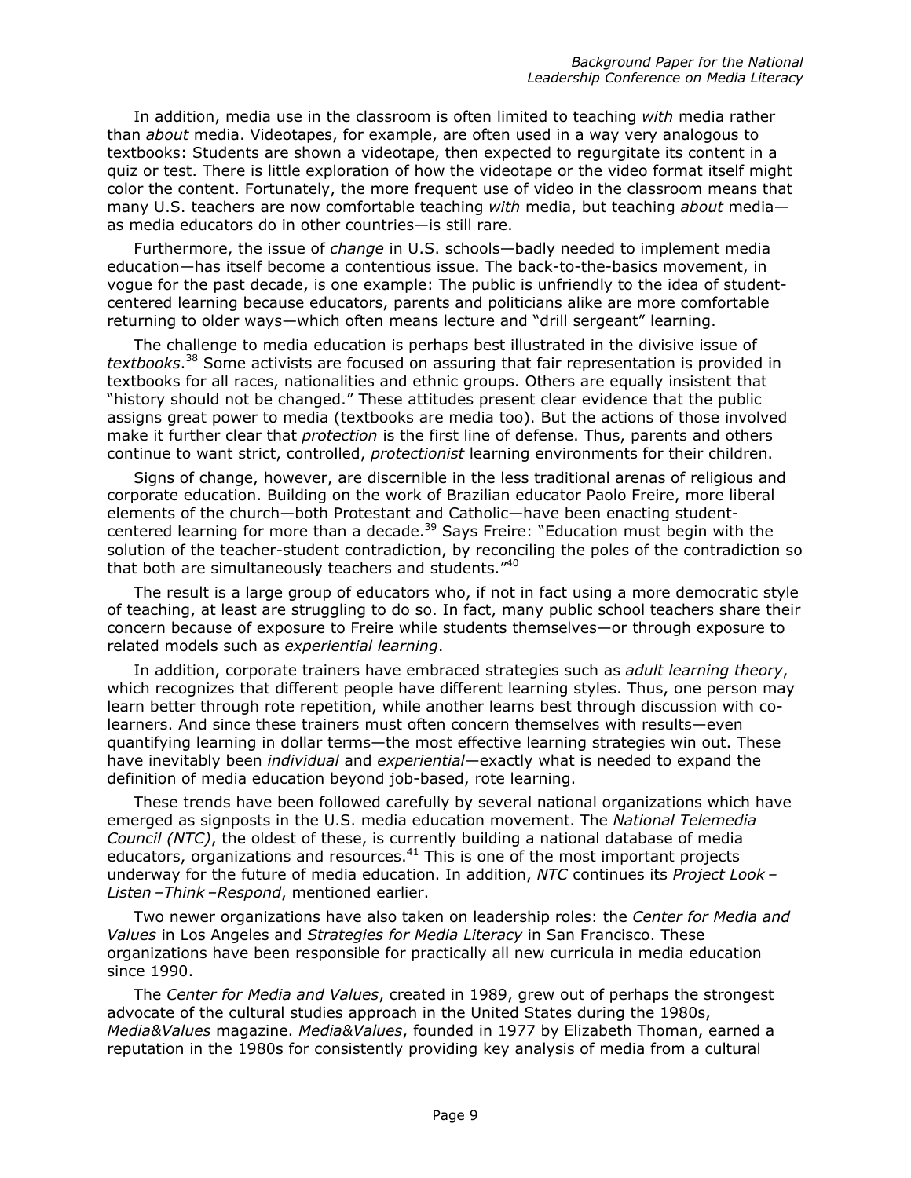In addition, media use in the classroom is often limited to teaching *with* media rather than *about* media. Videotapes, for example, are often used in a way very analogous to textbooks: Students are shown a videotape, then expected to regurgitate its content in a quiz or test. There is little exploration of how the videotape or the video format itself might color the content. Fortunately, the more frequent use of video in the classroom means that many U.S. teachers are now comfortable teaching *with* media, but teaching *about* media—as media educators do in other countries—is still rare.

Furthermore, the issue of *change* in U.S. schools—badly needed to implement media education—has itself become a contentious issue. The back-to-the-basics movement, in vogue for the past decade, is one example: The public is unfriendly to the idea of student-centered learning because educators, parents and politicians alike are more comfortable returning to older ways—which often means lecture and "drill sergeant" learning.

The challenge to media education is perhaps best illustrated in the divisive issue of *textbooks*.[38] Some activists are focused on assuring that fair representation is provided in textbooks for all races, nationalities and ethnic groups. Others are equally insistent that "history should not be changed." These attitudes present clear evidence that the public assigns great power to media (textbooks are media too). But the actions of those involved make it further clear that *protection* is the first line of defense. Thus, parents and others continue to want strict, controlled, *protectionist* learning environments for their children.

Signs of change, however, are discernible in the less traditional arenas of religious and corporate education. Building on the work of Brazilian educator Paolo Freire, more liberal elements of the church—both Protestant and Catholic—have been enacting student-centered learning for more than a decade.[39] Says Freire: "Education must begin with the solution of the teacher-student contradiction, by reconciling the poles of the contradiction so that both are simultaneously teachers and students."[40]

The result is a large group of educators who, if not in fact using a more democratic style of teaching, at least are struggling to do so. In fact, many public school teachers share their concern because of exposure to Freire while students themselves—or through exposure to related models such as *experiential learning*.

In addition, corporate trainers have embraced strategies such as *adult learning theory*, which recognizes that different people have different learning styles. Thus, one person may learn better through rote repetition, while another learns best through discussion with co-learners. And since these trainers must often concern themselves with results—even quantifying learning in dollar terms—the most effective learning strategies win out. These have inevitably been *individual* and *experiential*—exactly what is needed to expand the definition of media education beyond job-based, rote learning.

These trends have been followed carefully by several national organizations which have emerged as signposts in the U.S. media education movement. The *National Telemedia Council (NTC)*, the oldest of these, is currently building a national database of media educators, organizations and resources.[41] This is one of the most important projects underway for the future of media education. In addition, *NTC* continues its *Project Look –Listen –Think –Respond*, mentioned earlier.

Two newer organizations have also taken on leadership roles: the *Center for Media and Values* in Los Angeles and *Strategies for Media Literacy* in San Francisco. These organizations have been responsible for practically all new curricula in media education since 1990.

The *Center for Media and Values*, created in 1989, grew out of perhaps the strongest advocate of the cultural studies approach in the United States during the 1980s, *Media&Values* magazine. *Media&Values*, founded in 1977 by Elizabeth Thoman, earned a reputation in the 1980s for consistently providing key analysis of media from a cultural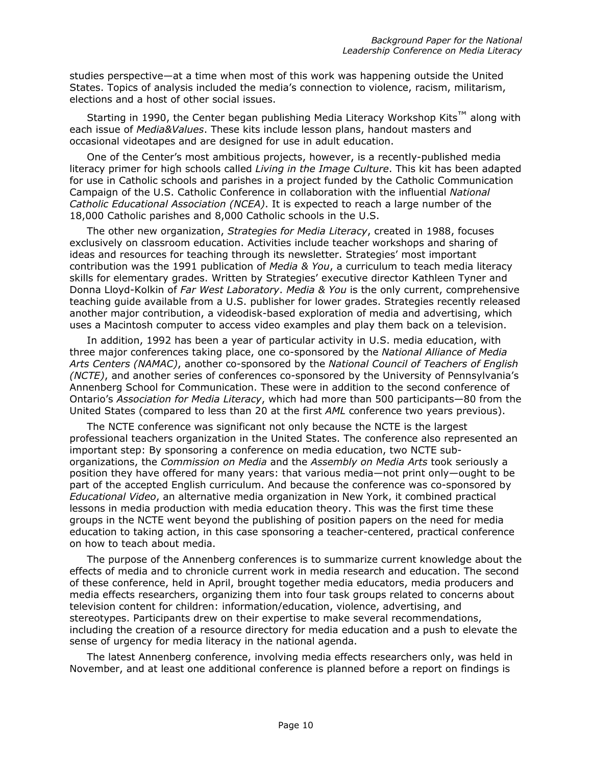studies perspective—at a time when most of this work was happening outside the United States. Topics of analysis included the media's connection to violence, racism, militarism, elections and a host of other social issues.

Starting in 1990, the Center began publishing Media Literacy Workshop Kits™ along with each issue of *Media&Values*. These kits include lesson plans, handout masters and occasional videotapes and are designed for use in adult education.

One of the Center's most ambitious projects, however, is a recently-published media literacy primer for high schools called *Living in the Image Culture*. This kit has been adapted for use in Catholic schools and parishes in a project funded by the Catholic Communication Campaign of the U.S. Catholic Conference in collaboration with the influential *National Catholic Educational Association (NCEA)*. It is expected to reach a large number of the 18,000 Catholic parishes and 8,000 Catholic schools in the U.S.

The other new organization, *Strategies for Media Literacy*, created in 1988, focuses exclusively on classroom education. Activities include teacher workshops and sharing of ideas and resources for teaching through its newsletter. Strategies' most important contribution was the 1991 publication of *Media & You*, a curriculum to teach media literacy skills for elementary grades. Written by Strategies' executive director Kathleen Tyner and Donna Lloyd-Kolkin of *Far West Laboratory*. *Media & You* is the only current, comprehensive teaching guide available from a U.S. publisher for lower grades. Strategies recently released another major contribution, a videodisk-based exploration of media and advertising, which uses a Macintosh computer to access video examples and play them back on a television.

In addition, 1992 has been a year of particular activity in U.S. media education, with three major conferences taking place, one co-sponsored by the *National Alliance of Media Arts Centers (NAMAC)*, another co-sponsored by the *National Council of Teachers of English (NCTE)*, and another series of conferences co-sponsored by the University of Pennsylvania's Annenberg School for Communication. These were in addition to the second conference of Ontario's *Association for Media Literacy*, which had more than 500 participants—80 from the United States (compared to less than 20 at the first *AML* conference two years previous).

The NCTE conference was significant not only because the NCTE is the largest professional teachers organization in the United States. The conference also represented an important step: By sponsoring a conference on media education, two NCTE sub-organizations, the *Commission on Media* and the *Assembly on Media Arts* took seriously a position they have offered for many years: that various media—not print only—ought to be part of the accepted English curriculum. And because the conference was co-sponsored by *Educational Video*, an alternative media organization in New York, it combined practical lessons in media production with media education theory. This was the first time these groups in the NCTE went beyond the publishing of position papers on the need for media education to taking action, in this case sponsoring a teacher-centered, practical conference on how to teach about media.

The purpose of the Annenberg conferences is to summarize current knowledge about the effects of media and to chronicle current work in media research and education. The second of these conference, held in April, brought together media educators, media producers and media effects researchers, organizing them into four task groups related to concerns about television content for children: information/education, violence, advertising, and stereotypes. Participants drew on their expertise to make several recommendations, including the creation of a resource directory for media education and a push to elevate the sense of urgency for media literacy in the national agenda.

The latest Annenberg conference, involving media effects researchers only, was held in November, and at least one additional conference is planned before a report on findings is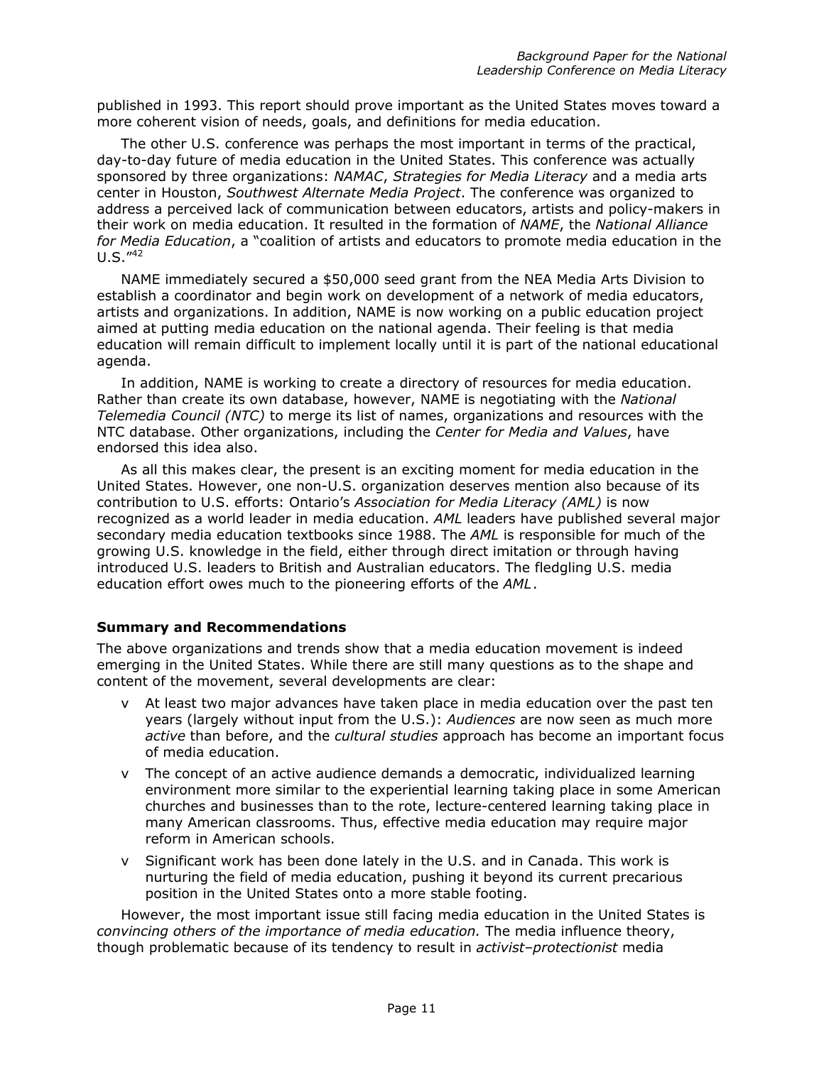published in 1993. This report should prove important as the United States moves toward a more coherent vision of needs, goals, and definitions for media education.

The other U.S. conference was perhaps the most important in terms of the practical, day-to-day future of media education in the United States. This conference was actually sponsored by three organizations: *NAMAC*, *Strategies for Media Literacy* and a media arts center in Houston, *Southwest Alternate Media Project*. The conference was organized to address a perceived lack of communication between educators, artists and policy-makers in their work on media education. It resulted in the formation of *NAME*, the *National Alliance for Media Education*, a "coalition of artists and educators to promote media education in the U.S."[42]

NAME immediately secured a $50,000 seed grant from the NEA Media Arts Division to establish a coordinator and begin work on development of a network of media educators, artists and organizations. In addition, NAME is now working on a public education project aimed at putting media education on the national agenda. Their feeling is that media education will remain difficult to implement locally until it is part of the national educational agenda.

In addition, NAME is working to create a directory of resources for media education. Rather than create its own database, however, NAME is negotiating with the *National Telemedia Council (NTC)* to merge its list of names, organizations and resources with the NTC database. Other organizations, including the *Center for Media and Values*, have endorsed this idea also.

As all this makes clear, the present is an exciting moment for media education in the United States. However, one non-U.S. organization deserves mention also because of its contribution to U.S. efforts: Ontario's *Association for Media Literacy (AML)* is now recognized as a world leader in media education. *AML* leaders have published several major secondary media education textbooks since 1988. The *AML* is responsible for much of the growing U.S. knowledge in the field, either through direct imitation or through having introduced U.S. leaders to British and Australian educators. The fledgling U.S. media education effort owes much to the pioneering efforts of the *AML*.

### Summary and Recommendations

The above organizations and trends show that a media education movement is indeed emerging in the United States. While there are still many questions as to the shape and content of the movement, several developments are clear:

- At least two major advances have taken place in media education over the past ten years (largely without input from the U.S.): *Audiences* are now seen as much more *active* than before, and the *cultural studies* approach has become an important focus of media education.
- The concept of an active audience demands a democratic, individualized learning environment more similar to the experiential learning taking place in some American churches and businesses than to the rote, lecture-centered learning taking place in many American classrooms. Thus, effective media education may require major reform in American schools.
- Significant work has been done lately in the U.S. and in Canada. This work is nurturing the field of media education, pushing it beyond its current precarious position in the United States onto a more stable footing.

However, the most important issue still facing media education in the United States is *convincing others of the importance of media education.* The media influence theory, though problematic because of its tendency to result in *activist–protectionist* media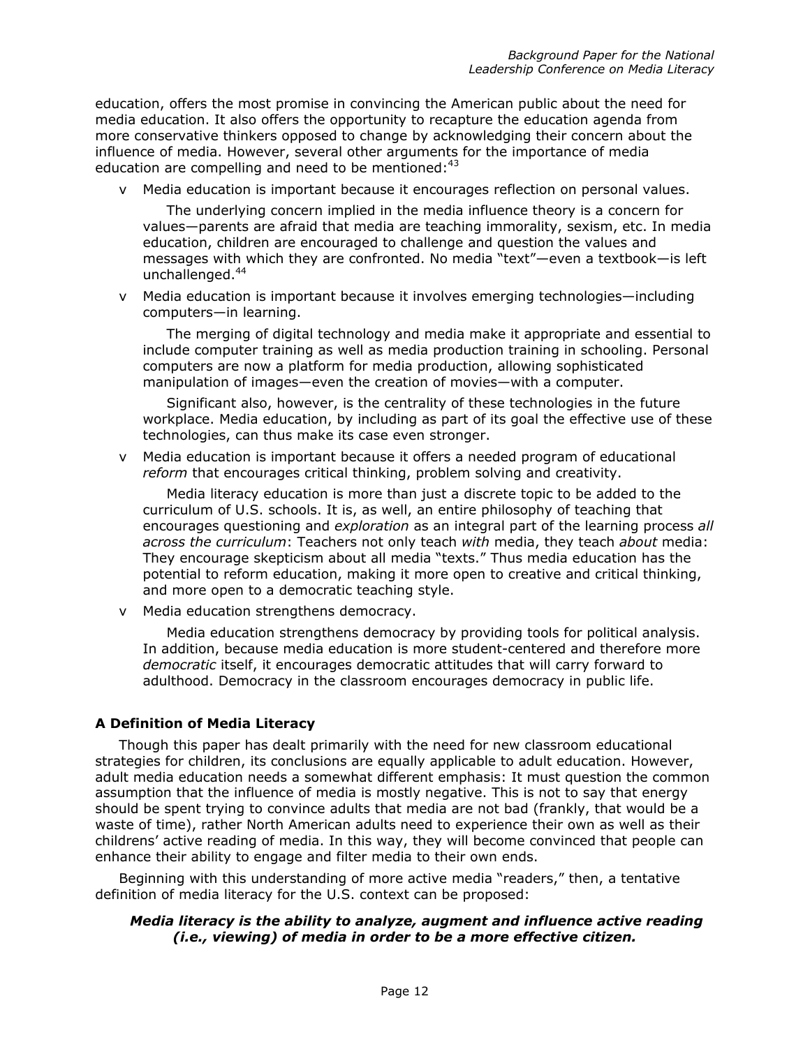education, offers the most promise in convincing the American public about the need for media education. It also offers the opportunity to recapture the education agenda from more conservative thinkers opposed to change by acknowledging their concern about the influence of media. However, several other arguments for the importance of media education are compelling and need to be mentioned:[43]

- Media education is important because it encourages reflection on personal values.

  The underlying concern implied in the media influence theory is a concern for values—parents are afraid that media are teaching immorality, sexism, etc. In media education, children are encouraged to challenge and question the values and messages with which they are confronted. No media "text"—even a textbook—is left unchallenged.[44]

- Media education is important because it involves emerging technologies—including computers—in learning.

  The merging of digital technology and media make it appropriate and essential to include computer training as well as media production training in schooling. Personal computers are now a platform for media production, allowing sophisticated manipulation of images—even the creation of movies—with a computer.

  Significant also, however, is the centrality of these technologies in the future workplace. Media education, by including as part of its goal the effective use of these technologies, can thus make its case even stronger.

- Media education is important because it offers a needed program of educational *reform* that encourages critical thinking, problem solving and creativity.

  Media literacy education is more than just a discrete topic to be added to the curriculum of U.S. schools. It is, as well, an entire philosophy of teaching that encourages questioning and *exploration* as an integral part of the learning process *all across the curriculum*: Teachers not only teach *with* media, they teach *about* media: They encourage skepticism about all media "texts." Thus media education has the potential to reform education, making it more open to creative and critical thinking, and more open to a democratic teaching style.

- Media education strengthens democracy.

  Media education strengthens democracy by providing tools for political analysis. In addition, because media education is more student-centered and therefore more *democratic* itself, it encourages democratic attitudes that will carry forward to adulthood. Democracy in the classroom encourages democracy in public life.

**A Definition of Media Literacy**

Though this paper has dealt primarily with the need for new classroom educational strategies for children, its conclusions are equally applicable to adult education. However, adult media education needs a somewhat different emphasis: It must question the common assumption that the influence of media is mostly negative. This is not to say that energy should be spent trying to convince adults that media are not bad (frankly, that would be a waste of time), rather North American adults need to experience their own as well as their childrens' active reading of media. In this way, they will become convinced that people can enhance their ability to engage and filter media to their own ends.

Beginning with this understanding of more active media "readers," then, a tentative definition of media literacy for the U.S. context can be proposed:

***Media literacy is the ability to analyze, augment and influence active reading (i.e., viewing) of media in order to be a more effective citizen.***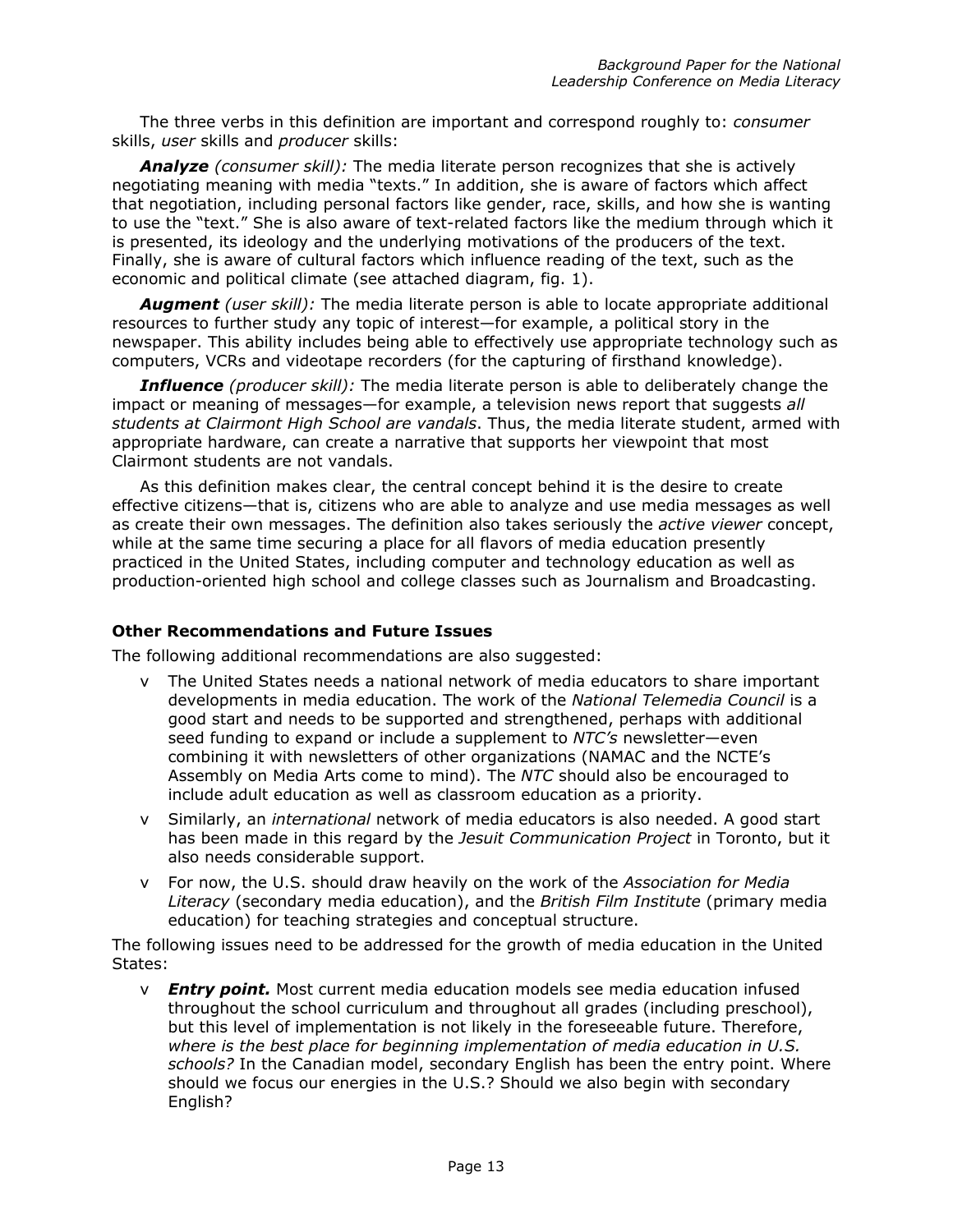The three verbs in this definition are important and correspond roughly to: *consumer* skills, *user* skills and *producer* skills:

***Analyze*** *(consumer skill):* The media literate person recognizes that she is actively negotiating meaning with media "texts." In addition, she is aware of factors which affect that negotiation, including personal factors like gender, race, skills, and how she is wanting to use the "text." She is also aware of text-related factors like the medium through which it is presented, its ideology and the underlying motivations of the producers of the text. Finally, she is aware of cultural factors which influence reading of the text, such as the economic and political climate (see attached diagram, fig. 1).

***Augment*** *(user skill):* The media literate person is able to locate appropriate additional resources to further study any topic of interest—for example, a political story in the newspaper. This ability includes being able to effectively use appropriate technology such as computers, VCRs and videotape recorders (for the capturing of firsthand knowledge).

***Influence*** *(producer skill):* The media literate person is able to deliberately change the impact or meaning of messages—for example, a television news report that suggests *all students at Clairmont High School are vandals*. Thus, the media literate student, armed with appropriate hardware, can create a narrative that supports her viewpoint that most Clairmont students are not vandals.

As this definition makes clear, the central concept behind it is the desire to create effective citizens—that is, citizens who are able to analyze and use media messages as well as create their own messages. The definition also takes seriously the *active viewer* concept, while at the same time securing a place for all flavors of media education presently practiced in the United States, including computer and technology education as well as production-oriented high school and college classes such as Journalism and Broadcasting.

### Other Recommendations and Future Issues

The following additional recommendations are also suggested:

- The United States needs a national network of media educators to share important developments in media education. The work of the *National Telemedia Council* is a good start and needs to be supported and strengthened, perhaps with additional seed funding to expand or include a supplement to *NTC's* newsletter—even combining it with newsletters of other organizations (NAMAC and the NCTE's Assembly on Media Arts come to mind). The *NTC* should also be encouraged to include adult education as well as classroom education as a priority.
- Similarly, an *international* network of media educators is also needed. A good start has been made in this regard by the *Jesuit Communication Project* in Toronto, but it also needs considerable support.
- For now, the U.S. should draw heavily on the work of the *Association for Media Literacy* (secondary media education), and the *British Film Institute* (primary media education) for teaching strategies and conceptual structure.

The following issues need to be addressed for the growth of media education in the United States:

- ***Entry point.*** Most current media education models see media education infused throughout the school curriculum and throughout all grades (including preschool), but this level of implementation is not likely in the foreseeable future. Therefore, *where is the best place for beginning implementation of media education in U.S. schools?* In the Canadian model, secondary English has been the entry point. Where should we focus our energies in the U.S.? Should we also begin with secondary English?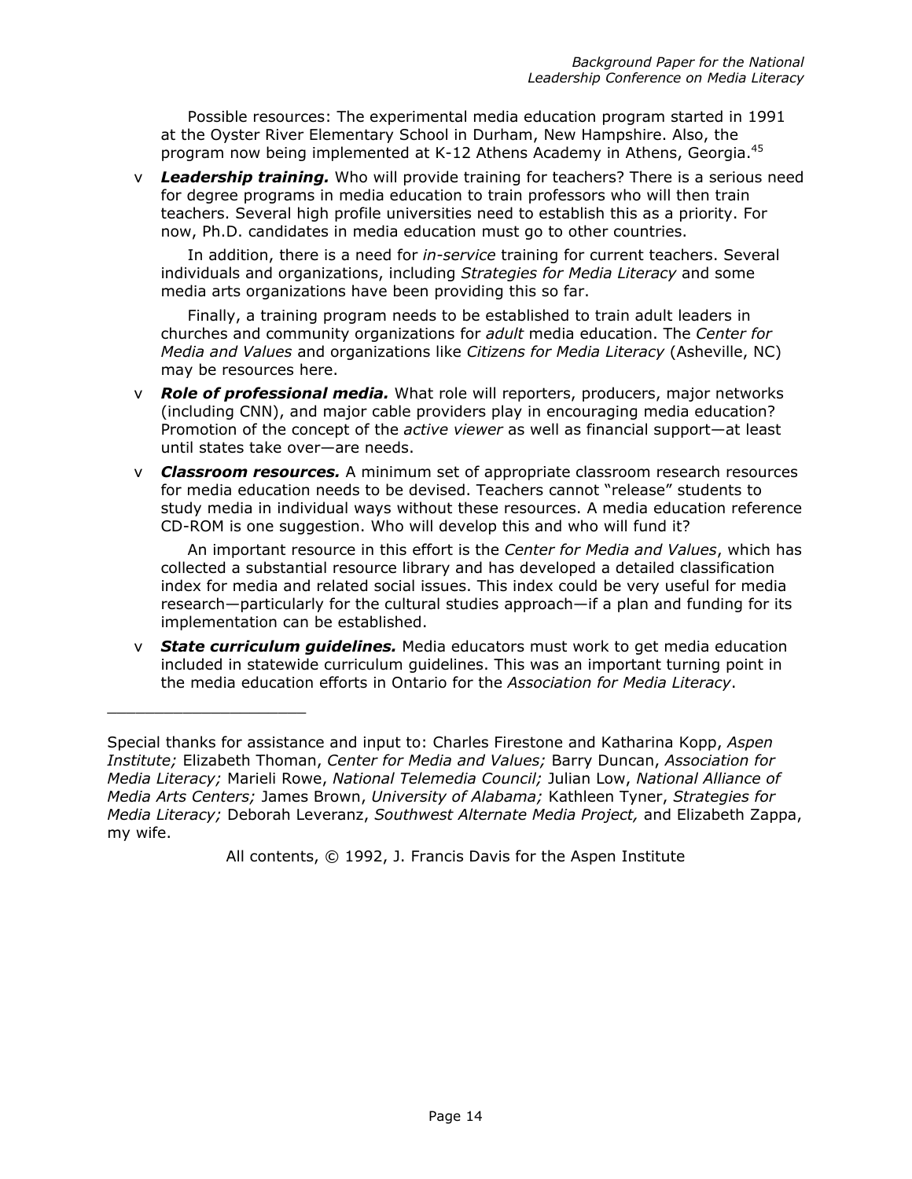Possible resources: The experimental media education program started in 1991 at the Oyster River Elementary School in Durham, New Hampshire. Also, the program now being implemented at K-12 Athens Academy in Athens, Georgia.[45]

- ***Leadership training.*** Who will provide training for teachers? There is a serious need for degree programs in media education to train professors who will then train teachers. Several high profile universities need to establish this as a priority. For now, Ph.D. candidates in media education must go to other countries.

  In addition, there is a need for *in-service* training for current teachers. Several individuals and organizations, including *Strategies for Media Literacy* and some media arts organizations have been providing this so far.

  Finally, a training program needs to be established to train adult leaders in churches and community organizations for *adult* media education. The *Center for Media and Values* and organizations like *Citizens for Media Literacy* (Asheville, NC) may be resources here.

- ***Role of professional media.*** What role will reporters, producers, major networks (including CNN), and major cable providers play in encouraging media education? Promotion of the concept of the *active viewer* as well as financial support—at least until states take over—are needs.

- ***Classroom resources.*** A minimum set of appropriate classroom research resources for media education needs to be devised. Teachers cannot "release" students to study media in individual ways without these resources. A media education reference CD-ROM is one suggestion. Who will develop this and who will fund it?

  An important resource in this effort is the *Center for Media and Values*, which has collected a substantial resource library and has developed a detailed classification index for media and related social issues. This index could be very useful for media research—particularly for the cultural studies approach—if a plan and funding for its implementation can be established.

- ***State curriculum guidelines.*** Media educators must work to get media education included in statewide curriculum guidelines. This was an important turning point in the media education efforts in Ontario for the *Association for Media Literacy*.

---

Special thanks for assistance and input to: Charles Firestone and Katharina Kopp, *Aspen Institute;* Elizabeth Thoman, *Center for Media and Values;* Barry Duncan, *Association for Media Literacy;* Marieli Rowe, *National Telemedia Council;* Julian Low, *National Alliance of Media Arts Centers;* James Brown, *University of Alabama;* Kathleen Tyner, *Strategies for Media Literacy;* Deborah Leveranz, *Southwest Alternate Media Project,* and Elizabeth Zappa, my wife.

All contents, © 1992, J. Francis Davis for the Aspen Institute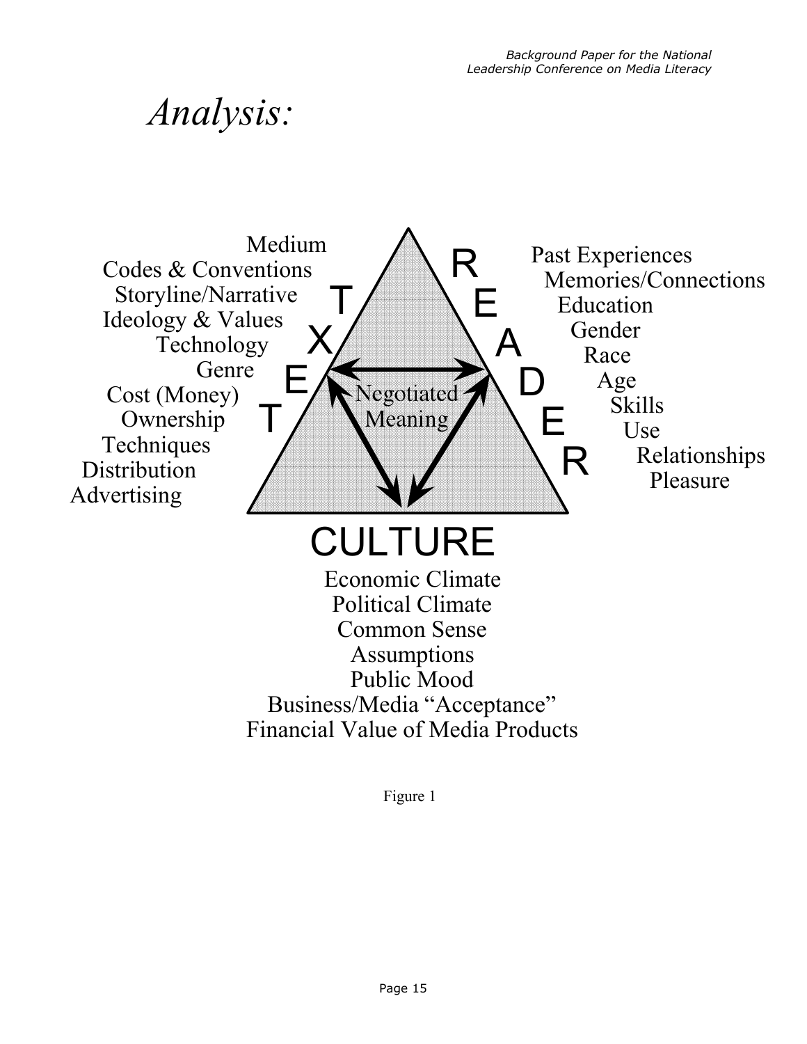# *Analysis:*

**TEXT**

- Medium
- Codes & Conventions
- Storyline/Narrative
- Ideology & Values
- Technology
- Genre
- Cost (Money)
- Ownership
- Techniques
- Distribution
- Advertising

**READER**

- Past Experiences
- Memories/Connections
- Education
- Gender
- Race
- Age
- Skills
- Use
- Relationships
- Pleasure

Negotiated Meaning

**CULTURE**

- Economic Climate
- Political Climate
- Common Sense
- Assumptions
- Public Mood
- Business/Media "Acceptance"
- Financial Value of Media Products

Figure 1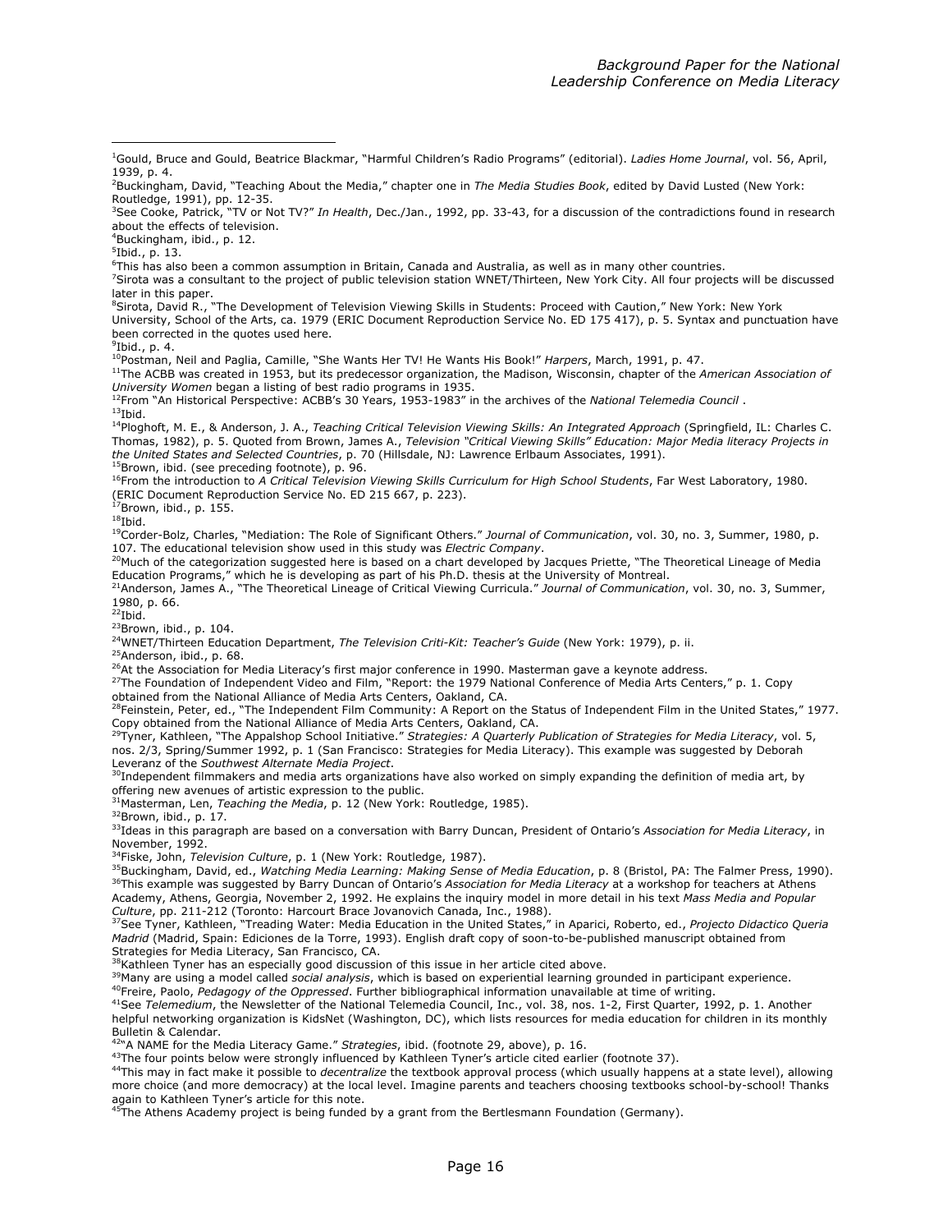[1]Gould, Bruce and Gould, Beatrice Blackmar, "Harmful Children's Radio Programs" (editorial). *Ladies Home Journal*, vol. 56, April, 1939, p. 4.

[2]Buckingham, David, "Teaching About the Media," chapter one in *The Media Studies Book*, edited by David Lusted (New York: Routledge, 1991), pp. 12-35.

[3]See Cooke, Patrick, "TV or Not TV?" *In Health*, Dec./Jan., 1992, pp. 33-43, for a discussion of the contradictions found in research about the effects of television.

[4]Buckingham, ibid., p. 12.

[5]Ibid., p. 13.

[6]This has also been a common assumption in Britain, Canada and Australia, as well as in many other countries.

[7]Sirota was a consultant to the project of public television station WNET/Thirteen, New York City. All four projects will be discussed later in this paper.

[8]Sirota, David R., "The Development of Television Viewing Skills in Students: Proceed with Caution," New York: New York University, School of the Arts, ca. 1979 (ERIC Document Reproduction Service No. ED 175 417), p. 5. Syntax and punctuation have been corrected in the quotes used here.

[9]Ibid., p. 4.

[10]Postman, Neil and Paglia, Camille, "She Wants Her TV! He Wants His Book!" *Harpers*, March, 1991, p. 47.

[11]The ACBB was created in 1953, but its predecessor organization, the Madison, Wisconsin, chapter of the *American Association of University Women* began a listing of best radio programs in 1935.

[12]From "An Historical Perspective: ACBB's 30 Years, 1953-1983" in the archives of the *National Telemedia Council* .

[13]Ibid.

[14]Ploghoft, M. E., & Anderson, J. A., *Teaching Critical Television Viewing Skills: An Integrated Approach* (Springfield, IL: Charles C. Thomas, 1982), p. 5. Quoted from Brown, James A., *Television "Critical Viewing Skills" Education: Major Media literacy Projects in the United States and Selected Countries*, p. 70 (Hillsdale, NJ: Lawrence Erlbaum Associates, 1991).

[15]Brown, ibid. (see preceding footnote), p. 96.

[16]From the introduction to *A Critical Television Viewing Skills Curriculum for High School Students*, Far West Laboratory, 1980. (ERIC Document Reproduction Service No. ED 215 667, p. 223).

[17]Brown, ibid., p. 155.

[18]Ibid.

[19]Corder-Bolz, Charles, "Mediation: The Role of Significant Others." *Journal of Communication*, vol. 30, no. 3, Summer, 1980, p. 107. The educational television show used in this study was *Electric Company*.

[20]Much of the categorization suggested here is based on a chart developed by Jacques Priette, "The Theoretical Lineage of Media Education Programs," which he is developing as part of his Ph.D. thesis at the University of Montreal.

[21]Anderson, James A., "The Theoretical Lineage of Critical Viewing Curricula." *Journal of Communication*, vol. 30, no. 3, Summer, 1980, p. 66.

[22]Ibid.

[23]Brown, ibid., p. 104.

[24]WNET/Thirteen Education Department, *The Television Criti-Kit: Teacher's Guide* (New York: 1979), p. ii.

[25]Anderson, ibid., p. 68.

[26]At the Association for Media Literacy's first major conference in 1990. Masterman gave a keynote address.

[27]The Foundation of Independent Video and Film, "Report: the 1979 National Conference of Media Arts Centers," p. 1. Copy obtained from the National Alliance of Media Arts Centers, Oakland, CA.

[28]Feinstein, Peter, ed., "The Independent Film Community: A Report on the Status of Independent Film in the United States," 1977. Copy obtained from the National Alliance of Media Arts Centers, Oakland, CA.

[29]Tyner, Kathleen, "The Appalshop School Initiative." *Strategies: A Quarterly Publication of Strategies for Media Literacy*, vol. 5, nos. 2/3, Spring/Summer 1992, p. 1 (San Francisco: Strategies for Media Literacy). This example was suggested by Deborah Leveranz of the *Southwest Alternate Media Project*.

[30]Independent filmmakers and media arts organizations have also worked on simply expanding the definition of media art, by offering new avenues of artistic expression to the public.

[31]Masterman, Len, *Teaching the Media*, p. 12 (New York: Routledge, 1985).

[32]Brown, ibid., p. 17.

[33]Ideas in this paragraph are based on a conversation with Barry Duncan, President of Ontario's *Association for Media Literacy*, in November, 1992.

[34]Fiske, John, *Television Culture*, p. 1 (New York: Routledge, 1987).

[35]Buckingham, David, ed., *Watching Media Learning: Making Sense of Media Education*, p. 8 (Bristol, PA: The Falmer Press, 1990).

[36]This example was suggested by Barry Duncan of Ontario's *Association for Media Literacy* at a workshop for teachers at Athens Academy, Athens, Georgia, November 2, 1992. He explains the inquiry model in more detail in his text *Mass Media and Popular Culture*, pp. 211-212 (Toronto: Harcourt Brace Jovanovich Canada, Inc., 1988).

[37]See Tyner, Kathleen, "Treading Water: Media Education in the United States," in Aparici, Roberto, ed., *Projecto Didactico Queria Madrid* (Madrid, Spain: Ediciones de la Torre, 1993). English draft copy of soon-to-be-published manuscript obtained from Strategies for Media Literacy, San Francisco, CA.

[38]Kathleen Tyner has an especially good discussion of this issue in her article cited above.

[39]Many are using a model called *social analysis*, which is based on experiential learning grounded in participant experience.

[40]Freire, Paolo, *Pedagogy of the Oppressed*. Further bibliographical information unavailable at time of writing.

[41]See *Telemedium*, the Newsletter of the National Telemedia Council, Inc., vol. 38, nos. 1-2, First Quarter, 1992, p. 1. Another helpful networking organization is KidsNet (Washington, DC), which lists resources for media education for children in its monthly Bulletin & Calendar.

[42]"A NAME for the Media Literacy Game." *Strategies*, ibid. (footnote 29, above), p. 16.

[43]The four points below were strongly influenced by Kathleen Tyner's article cited earlier (footnote 37).

[44]This may in fact make it possible to *decentralize* the textbook approval process (which usually happens at a state level), allowing more choice (and more democracy) at the local level. Imagine parents and teachers choosing textbooks school-by-school! Thanks again to Kathleen Tyner's article for this note.

[45]The Athens Academy project is being funded by a grant from the Bertlesmann Foundation (Germany).